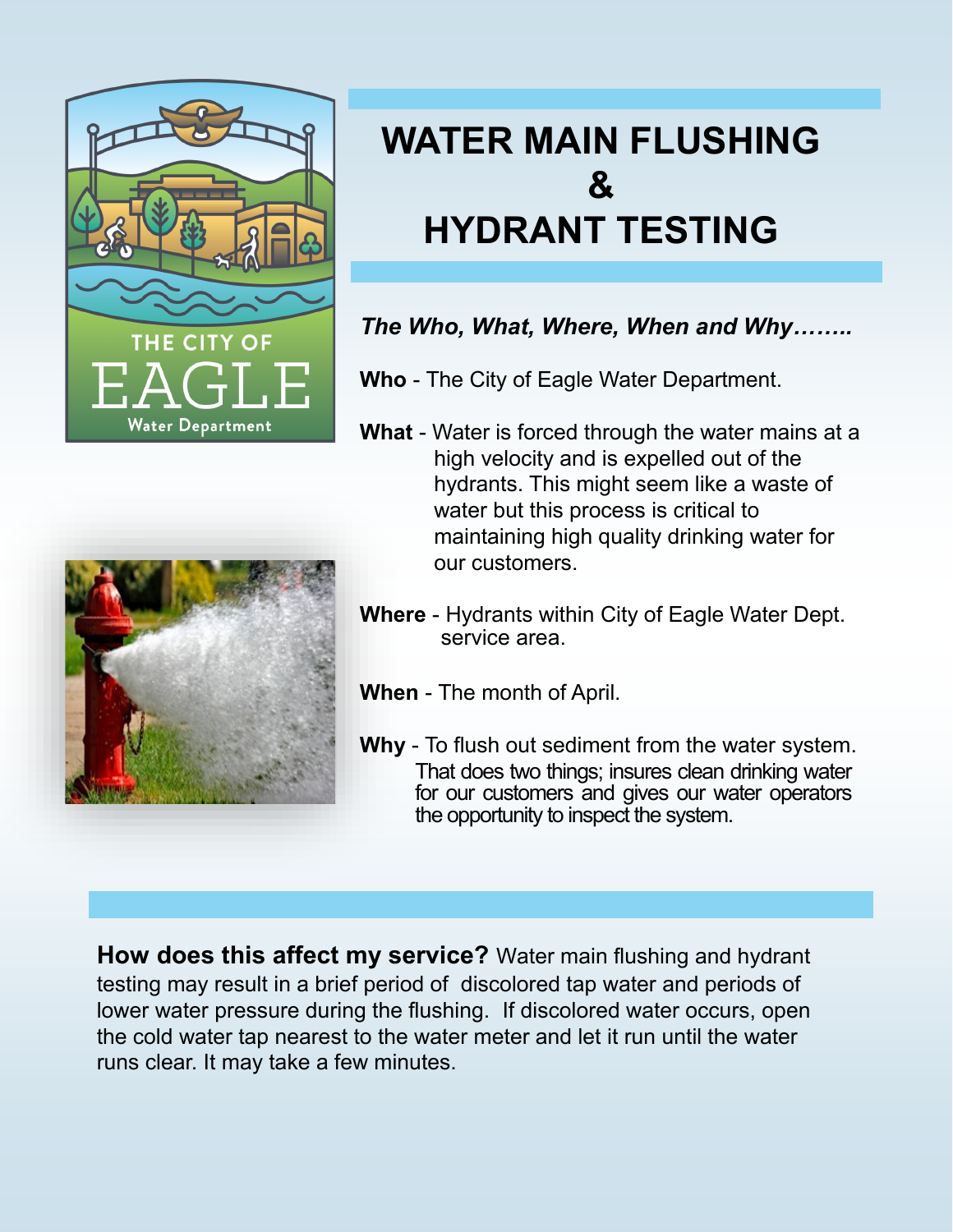# WATER MAIN FLUSHING & HYDRANT TESTING

***The Who, What, Where, When and Why……..***

**Who** - The City of Eagle Water Department.

**What** - Water is forced through the water mains at a high velocity and is expelled out of the hydrants. This might seem like a waste of water but this process is critical to maintaining high quality drinking water for our customers.

**Where** - Hydrants within City of Eagle Water Dept. service area.

**When** - The month of April.

**Why** - To flush out sediment from the water system. That does two things; insures clean drinking water for our customers and gives our water operators the opportunity to inspect the system.

**How does this affect my service?** Water main flushing and hydrant testing may result in a brief period of discolored tap water and periods of lower water pressure during the flushing. If discolored water occurs, open the cold water tap nearest to the water meter and let it run until the water runs clear. It may take a few minutes.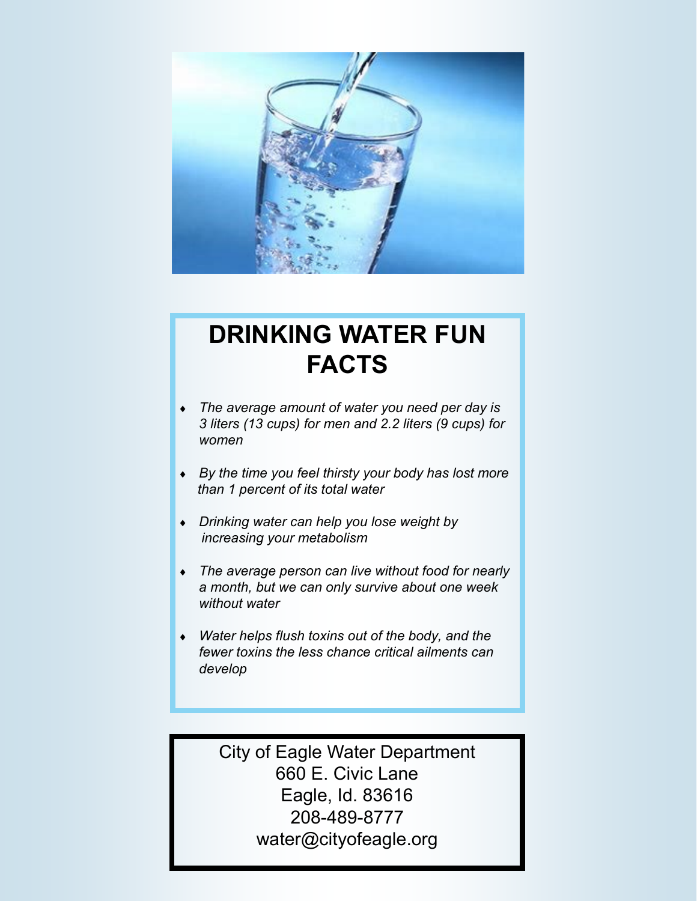# DRINKING WATER FUN FACTS

- *The average amount of water you need per day is 3 liters (13 cups) for men and 2.2 liters (9 cups) for women*
- *By the time you feel thirsty your body has lost more than 1 percent of its total water*
- *Drinking water can help you lose weight by increasing your metabolism*
- *The average person can live without food for nearly a month, but we can only survive about one week without water*
- *Water helps flush toxins out of the body, and the fewer toxins the less chance critical ailments can develop*

City of Eagle Water Department
660 E. Civic Lane
Eagle, Id. 83616
208-489-8777
water@cityofeagle.org